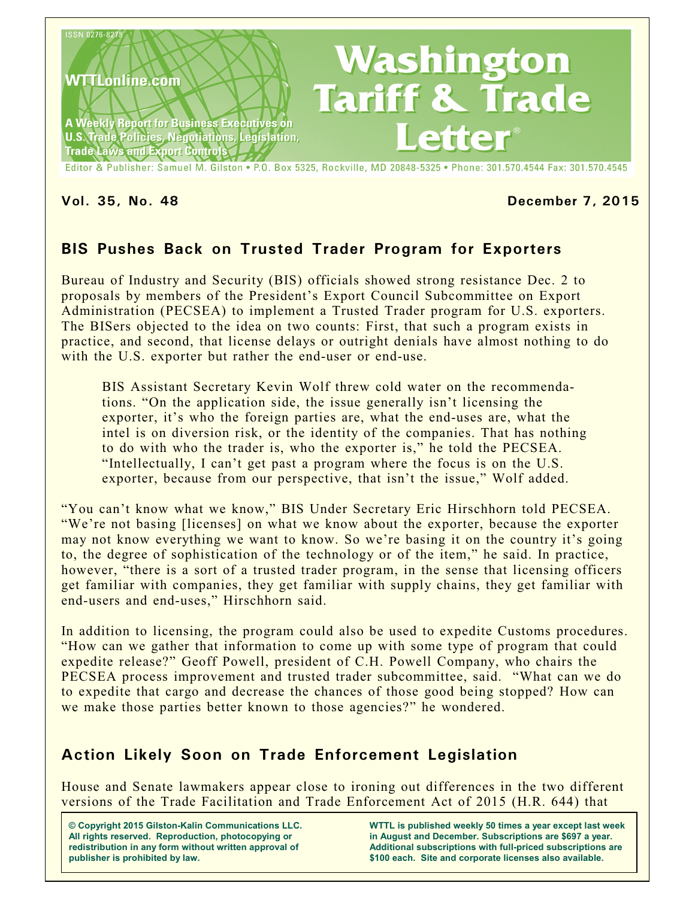ISSN 0276-8275

WTTLonline.com

A Weekly Report for Business Executives on U.S. Trade Policies, Negotiations, Legislation, Trade Laws and Export Controls

# Washington Tariff & Trade Letter®

Editor & Publisher: Samuel M. Gilston • P.O. Box 5325, Rockville, MD 20848-5325 • Phone: 301.570.4544 Fax: 301.570.4545

**Vol. 35, No. 48** **December 7, 2015**

## BIS Pushes Back on Trusted Trader Program for Exporters

Bureau of Industry and Security (BIS) officials showed strong resistance Dec. 2 to proposals by members of the President's Export Council Subcommittee on Export Administration (PECSEA) to implement a Trusted Trader program for U.S. exporters. The BISers objected to the idea on two counts: First, that such a program exists in practice, and second, that license delays or outright denials have almost nothing to do with the U.S. exporter but rather the end-user or end-use.

BIS Assistant Secretary Kevin Wolf threw cold water on the recommendations. "On the application side, the issue generally isn't licensing the exporter, it's who the foreign parties are, what the end-uses are, what the intel is on diversion risk, or the identity of the companies. That has nothing to do with who the trader is, who the exporter is," he told the PECSEA. "Intellectually, I can't get past a program where the focus is on the U.S. exporter, because from our perspective, that isn't the issue," Wolf added.

"You can't know what we know," BIS Under Secretary Eric Hirschhorn told PECSEA. "We're not basing [licenses] on what we know about the exporter, because the exporter may not know everything we want to know. So we're basing it on the country it's going to, the degree of sophistication of the technology or of the item," he said. In practice, however, "there is a sort of a trusted trader program, in the sense that licensing officers get familiar with companies, they get familiar with supply chains, they get familiar with end-users and end-uses," Hirschhorn said.

In addition to licensing, the program could also be used to expedite Customs procedures. "How can we gather that information to come up with some type of program that could expedite release?" Geoff Powell, president of C.H. Powell Company, who chairs the PECSEA process improvement and trusted trader subcommittee, said. "What can we do to expedite that cargo and decrease the chances of those good being stopped? How can we make those parties better known to those agencies?" he wondered.

## Action Likely Soon on Trade Enforcement Legislation

House and Senate lawmakers appear close to ironing out differences in the two different versions of the Trade Facilitation and Trade Enforcement Act of 2015 (H.R. 644) that

**© Copyright 2015 Gilston-Kalin Communications LLC. All rights reserved. Reproduction, photocopying or redistribution in any form without written approval of publisher is prohibited by law.**

**WTTL is published weekly 50 times a year except last week in August and December. Subscriptions are $697 a year. Additional subscriptions with full-priced subscriptions are $100 each. Site and corporate licenses also available.**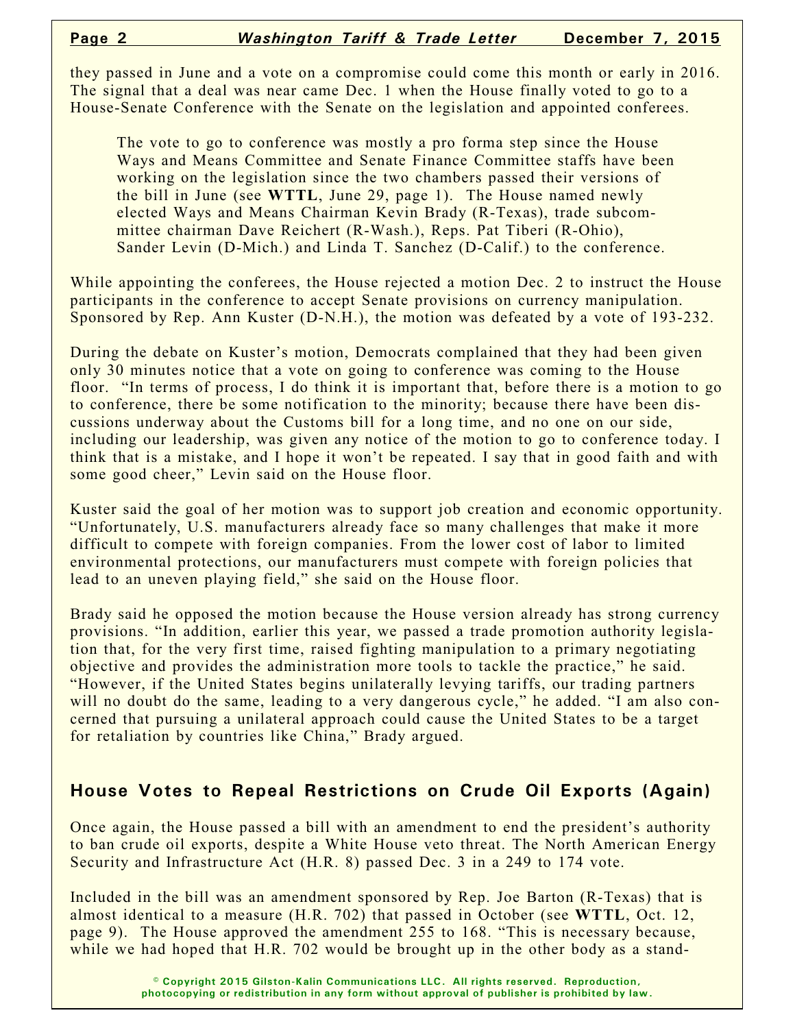they passed in June and a vote on a compromise could come this month or early in 2016. The signal that a deal was near came Dec. 1 when the House finally voted to go to a House-Senate Conference with the Senate on the legislation and appointed conferees.

> The vote to go to conference was mostly a pro forma step since the House Ways and Means Committee and Senate Finance Committee staffs have been working on the legislation since the two chambers passed their versions of the bill in June (see **WTTL**, June 29, page 1). The House named newly elected Ways and Means Chairman Kevin Brady (R-Texas), trade subcommittee chairman Dave Reichert (R-Wash.), Reps. Pat Tiberi (R-Ohio), Sander Levin (D-Mich.) and Linda T. Sanchez (D-Calif.) to the conference.

While appointing the conferees, the House rejected a motion Dec. 2 to instruct the House participants in the conference to accept Senate provisions on currency manipulation. Sponsored by Rep. Ann Kuster (D-N.H.), the motion was defeated by a vote of 193-232.

During the debate on Kuster's motion, Democrats complained that they had been given only 30 minutes notice that a vote on going to conference was coming to the House floor. "In terms of process, I do think it is important that, before there is a motion to go to conference, there be some notification to the minority; because there have been discussions underway about the Customs bill for a long time, and no one on our side, including our leadership, was given any notice of the motion to go to conference today. I think that is a mistake, and I hope it won't be repeated. I say that in good faith and with some good cheer," Levin said on the House floor.

Kuster said the goal of her motion was to support job creation and economic opportunity. "Unfortunately, U.S. manufacturers already face so many challenges that make it more difficult to compete with foreign companies. From the lower cost of labor to limited environmental protections, our manufacturers must compete with foreign policies that lead to an uneven playing field," she said on the House floor.

Brady said he opposed the motion because the House version already has strong currency provisions. "In addition, earlier this year, we passed a trade promotion authority legislation that, for the very first time, raised fighting manipulation to a primary negotiating objective and provides the administration more tools to tackle the practice," he said. "However, if the United States begins unilaterally levying tariffs, our trading partners will no doubt do the same, leading to a very dangerous cycle," he added. "I am also concerned that pursuing a unilateral approach could cause the United States to be a target for retaliation by countries like China," Brady argued.

## House Votes to Repeal Restrictions on Crude Oil Exports (Again)

Once again, the House passed a bill with an amendment to end the president's authority to ban crude oil exports, despite a White House veto threat. The North American Energy Security and Infrastructure Act (H.R. 8) passed Dec. 3 in a 249 to 174 vote.

Included in the bill was an amendment sponsored by Rep. Joe Barton (R-Texas) that is almost identical to a measure (H.R. 702) that passed in October (see **WTTL**, Oct. 12, page 9). The House approved the amendment 255 to 168. "This is necessary because, while we had hoped that H.R. 702 would be brought up in the other body as a stand-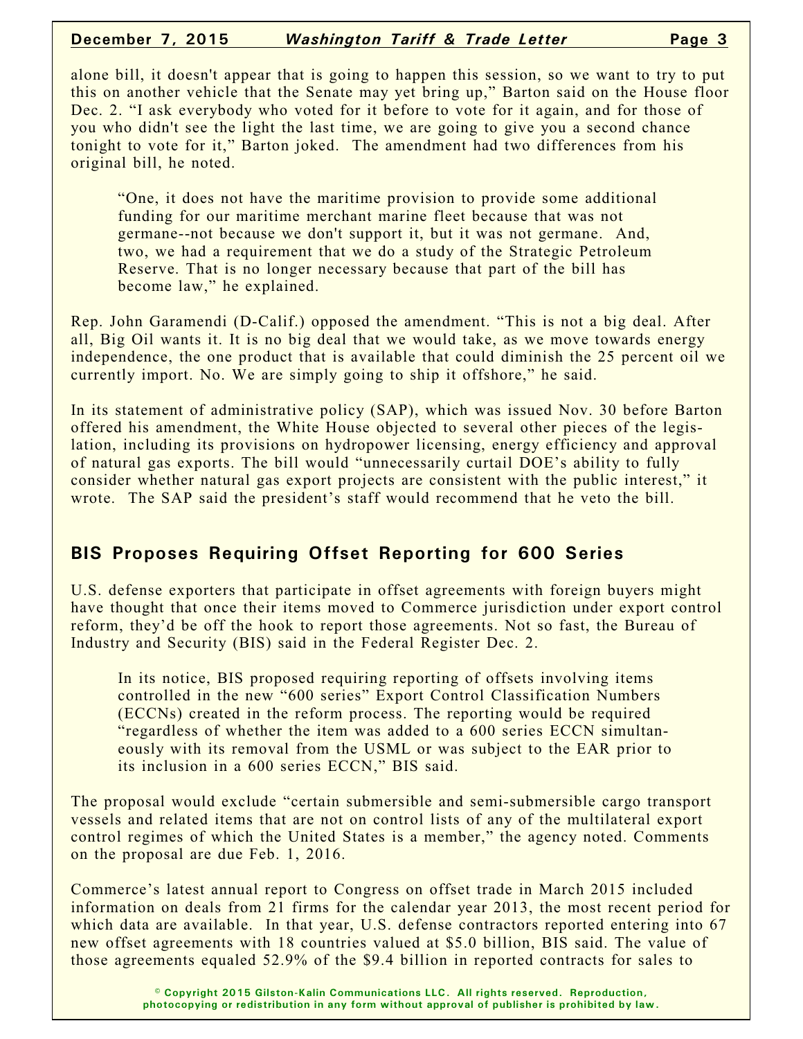alone bill, it doesn't appear that is going to happen this session, so we want to try to put this on another vehicle that the Senate may yet bring up," Barton said on the House floor Dec. 2. "I ask everybody who voted for it before to vote for it again, and for those of you who didn't see the light the last time, we are going to give you a second chance tonight to vote for it," Barton joked. The amendment had two differences from his original bill, he noted.

> "One, it does not have the maritime provision to provide some additional funding for our maritime merchant marine fleet because that was not germane--not because we don't support it, but it was not germane. And, two, we had a requirement that we do a study of the Strategic Petroleum Reserve. That is no longer necessary because that part of the bill has become law," he explained.

Rep. John Garamendi (D-Calif.) opposed the amendment. "This is not a big deal. After all, Big Oil wants it. It is no big deal that we would take, as we move towards energy independence, the one product that is available that could diminish the 25 percent oil we currently import. No. We are simply going to ship it offshore," he said.

In its statement of administrative policy (SAP), which was issued Nov. 30 before Barton offered his amendment, the White House objected to several other pieces of the legislation, including its provisions on hydropower licensing, energy efficiency and approval of natural gas exports. The bill would "unnecessarily curtail DOE's ability to fully consider whether natural gas export projects are consistent with the public interest," it wrote. The SAP said the president's staff would recommend that he veto the bill.

## BIS Proposes Requiring Offset Reporting for 600 Series

U.S. defense exporters that participate in offset agreements with foreign buyers might have thought that once their items moved to Commerce jurisdiction under export control reform, they'd be off the hook to report those agreements. Not so fast, the Bureau of Industry and Security (BIS) said in the Federal Register Dec. 2.

> In its notice, BIS proposed requiring reporting of offsets involving items controlled in the new "600 series" Export Control Classification Numbers (ECCNs) created in the reform process. The reporting would be required "regardless of whether the item was added to a 600 series ECCN simultaneously with its removal from the USML or was subject to the EAR prior to its inclusion in a 600 series ECCN," BIS said.

The proposal would exclude "certain submersible and semi-submersible cargo transport vessels and related items that are not on control lists of any of the multilateral export control regimes of which the United States is a member," the agency noted. Comments on the proposal are due Feb. 1, 2016.

Commerce's latest annual report to Congress on offset trade in March 2015 included information on deals from 21 firms for the calendar year 2013, the most recent period for which data are available. In that year, U.S. defense contractors reported entering into 67 new offset agreements with 18 countries valued at $5.0 billion, BIS said. The value of those agreements equaled 52.9% of the $9.4 billion in reported contracts for sales to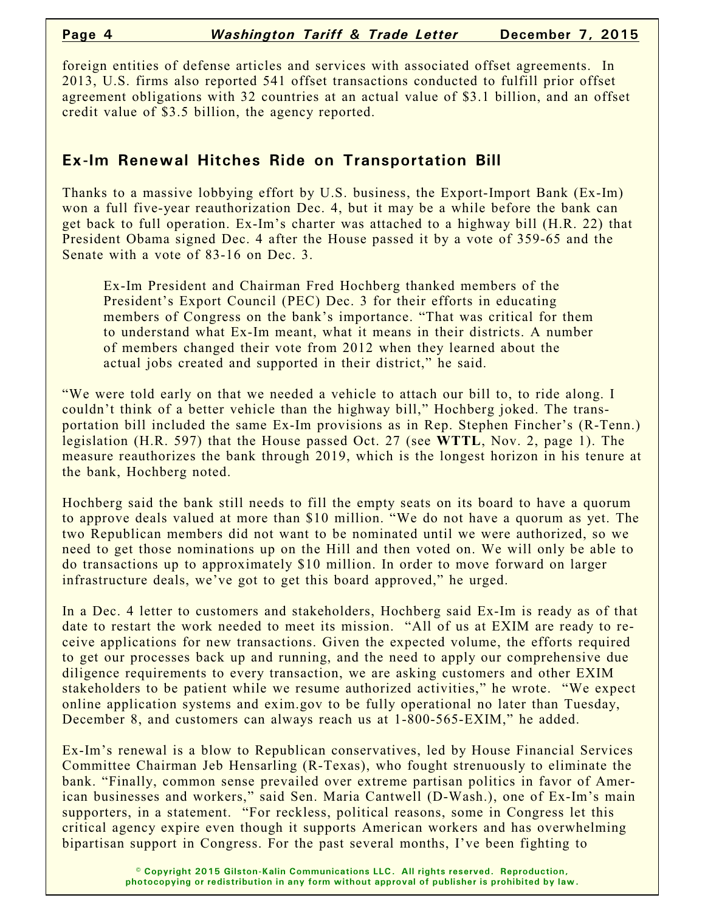foreign entities of defense articles and services with associated offset agreements. In 2013, U.S. firms also reported 541 offset transactions conducted to fulfill prior offset agreement obligations with 32 countries at an actual value of $3.1 billion, and an offset credit value of $3.5 billion, the agency reported.

## Ex-Im Renewal Hitches Ride on Transportation Bill

Thanks to a massive lobbying effort by U.S. business, the Export-Import Bank (Ex-Im) won a full five-year reauthorization Dec. 4, but it may be a while before the bank can get back to full operation. Ex-Im's charter was attached to a highway bill (H.R. 22) that President Obama signed Dec. 4 after the House passed it by a vote of 359-65 and the Senate with a vote of 83-16 on Dec. 3.

> Ex-Im President and Chairman Fred Hochberg thanked members of the President's Export Council (PEC) Dec. 3 for their efforts in educating members of Congress on the bank's importance. "That was critical for them to understand what Ex-Im meant, what it means in their districts. A number of members changed their vote from 2012 when they learned about the actual jobs created and supported in their district," he said.

"We were told early on that we needed a vehicle to attach our bill to, to ride along. I couldn't think of a better vehicle than the highway bill," Hochberg joked. The transportation bill included the same Ex-Im provisions as in Rep. Stephen Fincher's (R-Tenn.) legislation (H.R. 597) that the House passed Oct. 27 (see **WTTL**, Nov. 2, page 1). The measure reauthorizes the bank through 2019, which is the longest horizon in his tenure at the bank, Hochberg noted.

Hochberg said the bank still needs to fill the empty seats on its board to have a quorum to approve deals valued at more than $10 million. "We do not have a quorum as yet. The two Republican members did not want to be nominated until we were authorized, so we need to get those nominations up on the Hill and then voted on. We will only be able to do transactions up to approximately $10 million. In order to move forward on larger infrastructure deals, we've got to get this board approved," he urged.

In a Dec. 4 letter to customers and stakeholders, Hochberg said Ex-Im is ready as of that date to restart the work needed to meet its mission. "All of us at EXIM are ready to receive applications for new transactions. Given the expected volume, the efforts required to get our processes back up and running, and the need to apply our comprehensive due diligence requirements to every transaction, we are asking customers and other EXIM stakeholders to be patient while we resume authorized activities," he wrote. "We expect online application systems and exim.gov to be fully operational no later than Tuesday, December 8, and customers can always reach us at 1-800-565-EXIM," he added.

Ex-Im's renewal is a blow to Republican conservatives, led by House Financial Services Committee Chairman Jeb Hensarling (R-Texas), who fought strenuously to eliminate the bank. "Finally, common sense prevailed over extreme partisan politics in favor of American businesses and workers," said Sen. Maria Cantwell (D-Wash.), one of Ex-Im's main supporters, in a statement. "For reckless, political reasons, some in Congress let this critical agency expire even though it supports American workers and has overwhelming bipartisan support in Congress. For the past several months, I've been fighting to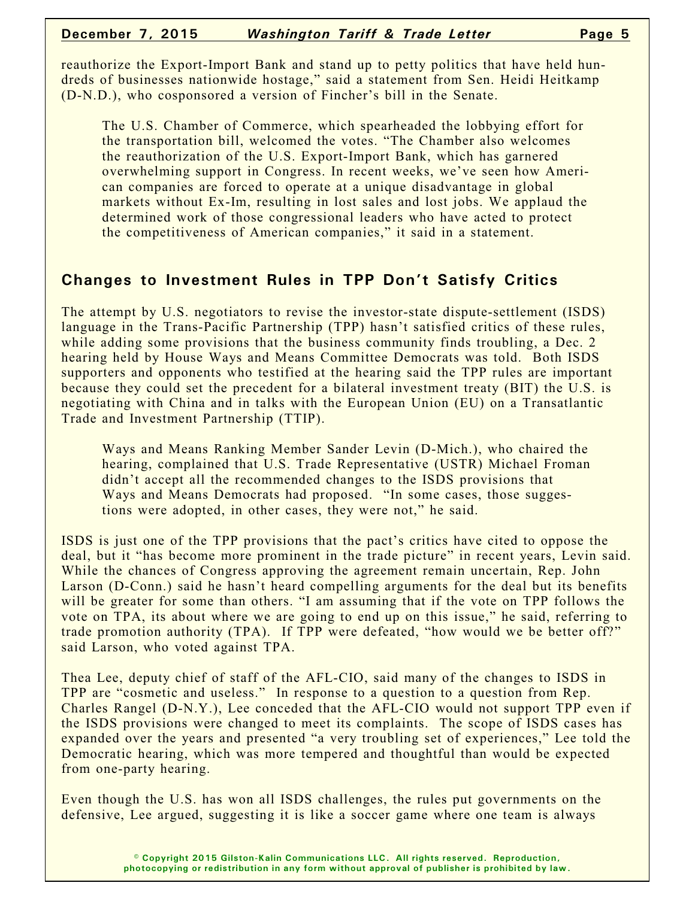reauthorize the Export-Import Bank and stand up to petty politics that have held hundreds of businesses nationwide hostage," said a statement from Sen. Heidi Heitkamp (D-N.D.), who cosponsored a version of Fincher's bill in the Senate.

The U.S. Chamber of Commerce, which spearheaded the lobbying effort for the transportation bill, welcomed the votes. "The Chamber also welcomes the reauthorization of the U.S. Export-Import Bank, which has garnered overwhelming support in Congress. In recent weeks, we've seen how American companies are forced to operate at a unique disadvantage in global markets without Ex-Im, resulting in lost sales and lost jobs. We applaud the determined work of those congressional leaders who have acted to protect the competitiveness of American companies," it said in a statement.

## Changes to Investment Rules in TPP Don't Satisfy Critics

The attempt by U.S. negotiators to revise the investor-state dispute-settlement (ISDS) language in the Trans-Pacific Partnership (TPP) hasn't satisfied critics of these rules, while adding some provisions that the business community finds troubling, a Dec. 2 hearing held by House Ways and Means Committee Democrats was told. Both ISDS supporters and opponents who testified at the hearing said the TPP rules are important because they could set the precedent for a bilateral investment treaty (BIT) the U.S. is negotiating with China and in talks with the European Union (EU) on a Transatlantic Trade and Investment Partnership (TTIP).

Ways and Means Ranking Member Sander Levin (D-Mich.), who chaired the hearing, complained that U.S. Trade Representative (USTR) Michael Froman didn't accept all the recommended changes to the ISDS provisions that Ways and Means Democrats had proposed. "In some cases, those suggestions were adopted, in other cases, they were not," he said.

ISDS is just one of the TPP provisions that the pact's critics have cited to oppose the deal, but it "has become more prominent in the trade picture" in recent years, Levin said. While the chances of Congress approving the agreement remain uncertain, Rep. John Larson (D-Conn.) said he hasn't heard compelling arguments for the deal but its benefits will be greater for some than others. "I am assuming that if the vote on TPP follows the vote on TPA, its about where we are going to end up on this issue," he said, referring to trade promotion authority (TPA). If TPP were defeated, "how would we be better off?" said Larson, who voted against TPA.

Thea Lee, deputy chief of staff of the AFL-CIO, said many of the changes to ISDS in TPP are "cosmetic and useless." In response to a question to a question from Rep. Charles Rangel (D-N.Y.), Lee conceded that the AFL-CIO would not support TPP even if the ISDS provisions were changed to meet its complaints. The scope of ISDS cases has expanded over the years and presented "a very troubling set of experiences," Lee told the Democratic hearing, which was more tempered and thoughtful than would be expected from one-party hearing.

Even though the U.S. has won all ISDS challenges, the rules put governments on the defensive, Lee argued, suggesting it is like a soccer game where one team is always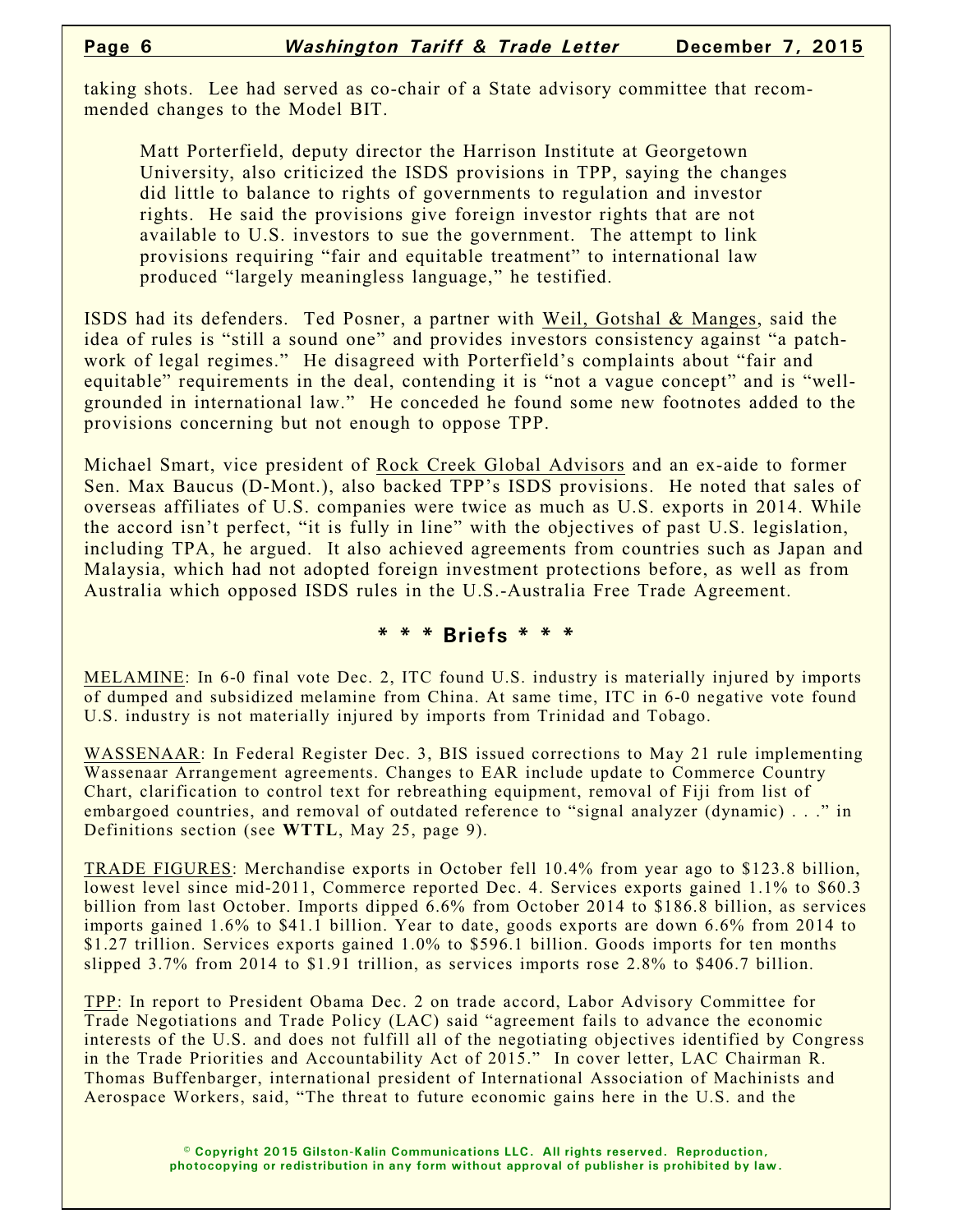taking shots. Lee had served as co-chair of a State advisory committee that recommended changes to the Model BIT.

> Matt Porterfield, deputy director the Harrison Institute at Georgetown University, also criticized the ISDS provisions in TPP, saying the changes did little to balance to rights of governments to regulation and investor rights. He said the provisions give foreign investor rights that are not available to U.S. investors to sue the government. The attempt to link provisions requiring "fair and equitable treatment" to international law produced "largely meaningless language," he testified.

ISDS had its defenders. Ted Posner, a partner with Weil, Gotshal & Manges, said the idea of rules is "still a sound one" and provides investors consistency against "a patchwork of legal regimes." He disagreed with Porterfield's complaints about "fair and equitable" requirements in the deal, contending it is "not a vague concept" and is "well-grounded in international law." He conceded he found some new footnotes added to the provisions concerning but not enough to oppose TPP.

Michael Smart, vice president of Rock Creek Global Advisors and an ex-aide to former Sen. Max Baucus (D-Mont.), also backed TPP's ISDS provisions. He noted that sales of overseas affiliates of U.S. companies were twice as much as U.S. exports in 2014. While the accord isn't perfect, "it is fully in line" with the objectives of past U.S. legislation, including TPA, he argued. It also achieved agreements from countries such as Japan and Malaysia, which had not adopted foreign investment protections before, as well as from Australia which opposed ISDS rules in the U.S.-Australia Free Trade Agreement.

## * * * Briefs * * *

MELAMINE: In 6-0 final vote Dec. 2, ITC found U.S. industry is materially injured by imports of dumped and subsidized melamine from China. At same time, ITC in 6-0 negative vote found U.S. industry is not materially injured by imports from Trinidad and Tobago.

WASSENAAR: In Federal Register Dec. 3, BIS issued corrections to May 21 rule implementing Wassenaar Arrangement agreements. Changes to EAR include update to Commerce Country Chart, clarification to control text for rebreathing equipment, removal of Fiji from list of embargoed countries, and removal of outdated reference to "signal analyzer (dynamic) . . ." in Definitions section (see **WTTL**, May 25, page 9).

TRADE FIGURES: Merchandise exports in October fell 10.4% from year ago to $123.8 billion, lowest level since mid-2011, Commerce reported Dec. 4. Services exports gained 1.1% to $60.3 billion from last October. Imports dipped 6.6% from October 2014 to $186.8 billion, as services imports gained 1.6% to $41.1 billion. Year to date, goods exports are down 6.6% from 2014 to $1.27 trillion. Services exports gained 1.0% to $596.1 billion. Goods imports for ten months slipped 3.7% from 2014 to $1.91 trillion, as services imports rose 2.8% to $406.7 billion.

TPP: In report to President Obama Dec. 2 on trade accord, Labor Advisory Committee for Trade Negotiations and Trade Policy (LAC) said "agreement fails to advance the economic interests of the U.S. and does not fulfill all of the negotiating objectives identified by Congress in the Trade Priorities and Accountability Act of 2015." In cover letter, LAC Chairman R. Thomas Buffenbarger, international president of International Association of Machinists and Aerospace Workers, said, "The threat to future economic gains here in the U.S. and the

© Copyright 2015 Gilston-Kalin Communications LLC. All rights reserved. Reproduction, photocopying or redistribution in any form without approval of publisher is prohibited by law.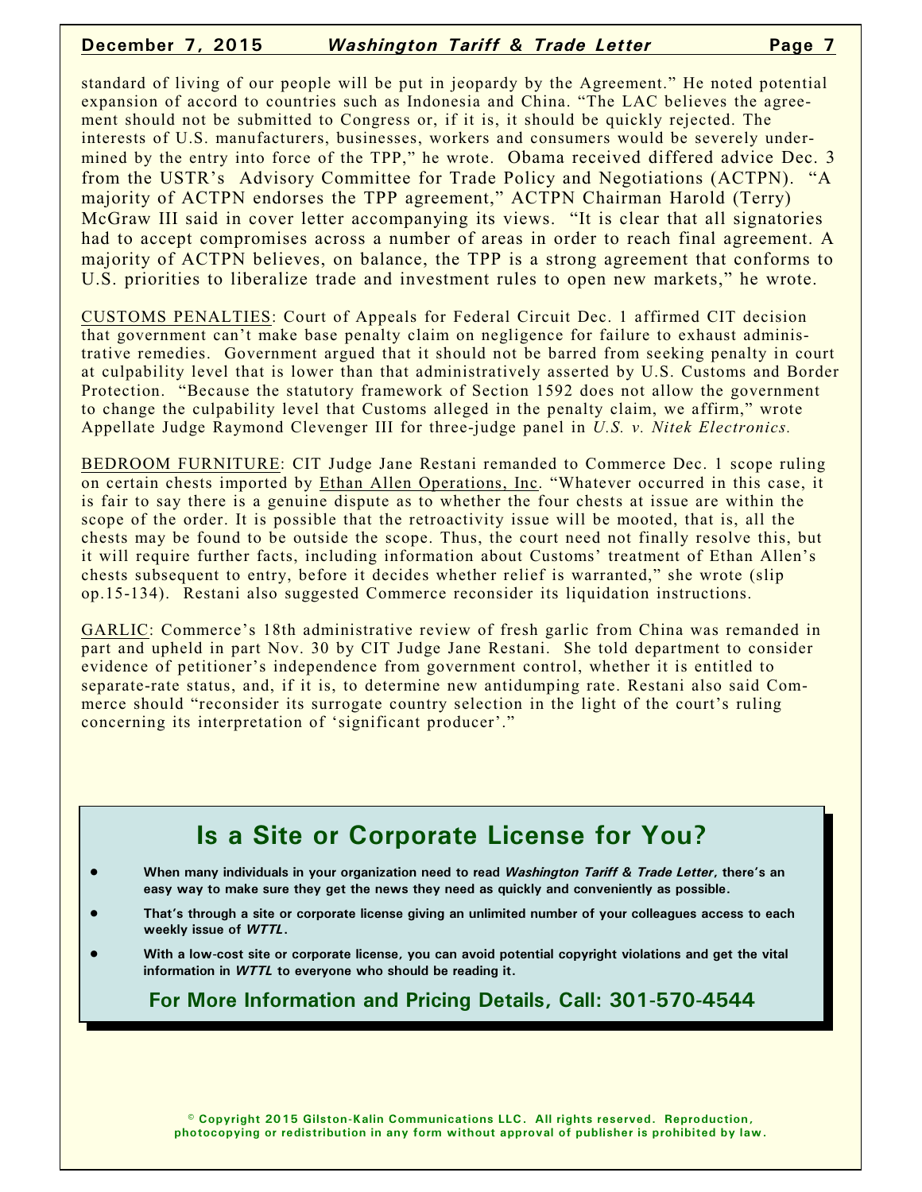standard of living of our people will be put in jeopardy by the Agreement." He noted potential expansion of accord to countries such as Indonesia and China. "The LAC believes the agreement should not be submitted to Congress or, if it is, it should be quickly rejected. The interests of U.S. manufacturers, businesses, workers and consumers would be severely undermined by the entry into force of the TPP," he wrote. Obama received differed advice Dec. 3 from the USTR's Advisory Committee for Trade Policy and Negotiations (ACTPN). "A majority of ACTPN endorses the TPP agreement," ACTPN Chairman Harold (Terry) McGraw III said in cover letter accompanying its views. "It is clear that all signatories had to accept compromises across a number of areas in order to reach final agreement. A majority of ACTPN believes, on balance, the TPP is a strong agreement that conforms to U.S. priorities to liberalize trade and investment rules to open new markets," he wrote.

<u>CUSTOMS PENALTIES</u>: Court of Appeals for Federal Circuit Dec. 1 affirmed CIT decision that government can't make base penalty claim on negligence for failure to exhaust administrative remedies. Government argued that it should not be barred from seeking penalty in court at culpability level that is lower than that administratively asserted by U.S. Customs and Border Protection. "Because the statutory framework of Section 1592 does not allow the government to change the culpability level that Customs alleged in the penalty claim, we affirm," wrote Appellate Judge Raymond Clevenger III for three-judge panel in *U.S. v. Nitek Electronics.*

<u>BEDROOM FURNITURE</u>: CIT Judge Jane Restani remanded to Commerce Dec. 1 scope ruling on certain chests imported by <u>Ethan Allen Operations, Inc</u>. "Whatever occurred in this case, it is fair to say there is a genuine dispute as to whether the four chests at issue are within the scope of the order. It is possible that the retroactivity issue will be mooted, that is, all the chests may be found to be outside the scope. Thus, the court need not finally resolve this, but it will require further facts, including information about Customs' treatment of Ethan Allen's chests subsequent to entry, before it decides whether relief is warranted," she wrote (slip op.15-134). Restani also suggested Commerce reconsider its liquidation instructions.

<u>GARLIC</u>: Commerce's 18th administrative review of fresh garlic from China was remanded in part and upheld in part Nov. 30 by CIT Judge Jane Restani. She told department to consider evidence of petitioner's independence from government control, whether it is entitled to separate-rate status, and, if it is, to determine new antidumping rate. Restani also said Commerce should "reconsider its surrogate country selection in the light of the court's ruling concerning its interpretation of 'significant producer'."

## Is a Site or Corporate License for You?

- **When many individuals in your organization need to read *Washington Tariff & Trade Letter*, there's an easy way to make sure they get the news they need as quickly and conveniently as possible.**
- **That's through a site or corporate license giving an unlimited number of your colleagues access to each weekly issue of *WTTL*.**
- **With a low-cost site or corporate license, you can avoid potential copyright violations and get the vital information in *WTTL* to everyone who should be reading it.**

**For More Information and Pricing Details, Call: 301-570-4544**

**© Copyright 2015 Gilston-Kalin Communications LLC. All rights reserved. Reproduction, photocopying or redistribution in any form without approval of publisher is prohibited by law.**